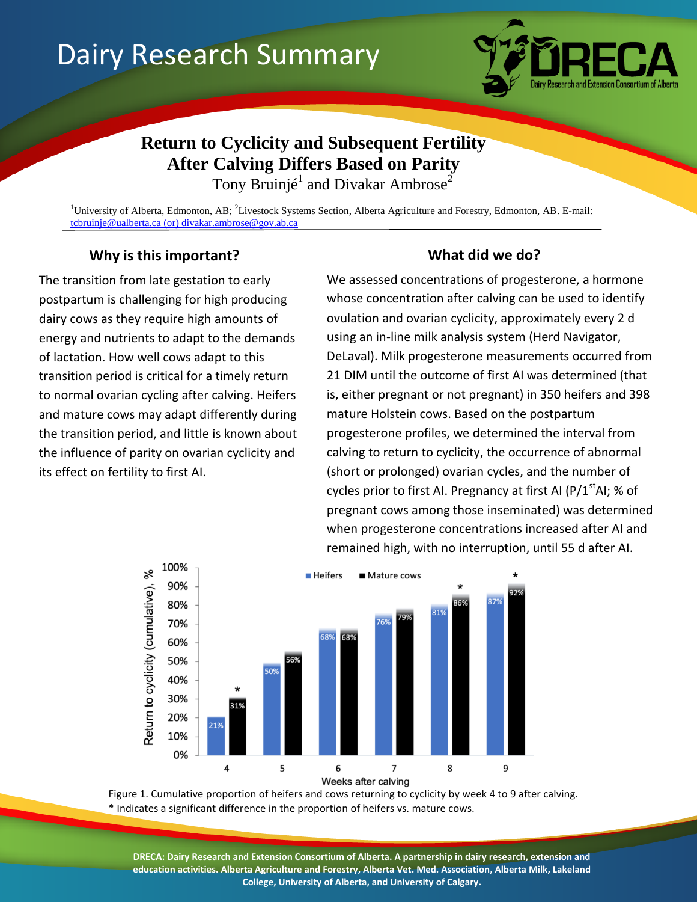# Dairy Research Summary

DRECA Dairy Research and Extension Consortium of Alberta

## Return to Cyclicity and Subsequent Fertility After Calving Differs Based on Parity

Tony Bruinjé[1] and Divakar Ambrose[2]

[1]University of Alberta, Edmonton, AB; [2]Livestock Systems Section, Alberta Agriculture and Forestry, Edmonton, AB. E-mail: tcbruinje@ualberta.ca (or) divakar.ambrose@gov.ab.ca

### Why is this important?

The transition from late gestation to early postpartum is challenging for high producing dairy cows as they require high amounts of energy and nutrients to adapt to the demands of lactation. How well cows adapt to this transition period is critical for a timely return to normal ovarian cycling after calving. Heifers and mature cows may adapt differently during the transition period, and little is known about the influence of parity on ovarian cyclicity and its effect on fertility to first AI.

### What did we do?

We assessed concentrations of progesterone, a hormone whose concentration after calving can be used to identify ovulation and ovarian cyclicity, approximately every 2 d using an in-line milk analysis system (Herd Navigator, DeLaval). Milk progesterone measurements occurred from 21 DIM until the outcome of first AI was determined (that is, either pregnant or not pregnant) in 350 heifers and 398 mature Holstein cows. Based on the postpartum progesterone profiles, we determined the interval from calving to return to cyclicity, the occurrence of abnormal (short or prolonged) ovarian cycles, and the number of cycles prior to first AI. Pregnancy at first AI (P/1st AI; % of pregnant cows among those inseminated) was determined when progesterone concentrations increased after AI and remained high, with no interruption, until 55 d after AI.

| Weeks after calving | Heifers | Mature cows |
|---|---|---|
| 4 | 21% | 31%* |
| 5 | 50% | 56% |
| 6 | 68% | 68% |
| 7 | 76% | 79% |
| 8 | 81% | 86%* |
| 9 | 87% | 92%* |

Figure 1. Cumulative proportion of heifers and cows returning to cyclicity by week 4 to 9 after calving. * Indicates a significant difference in the proportion of heifers vs. mature cows.

**DRECA: Dairy Research and Extension Consortium of Alberta. A partnership in dairy research, extension and education activities. Alberta Agriculture and Forestry, Alberta Vet. Med. Association, Alberta Milk, Lakeland College, University of Alberta, and University of Calgary.**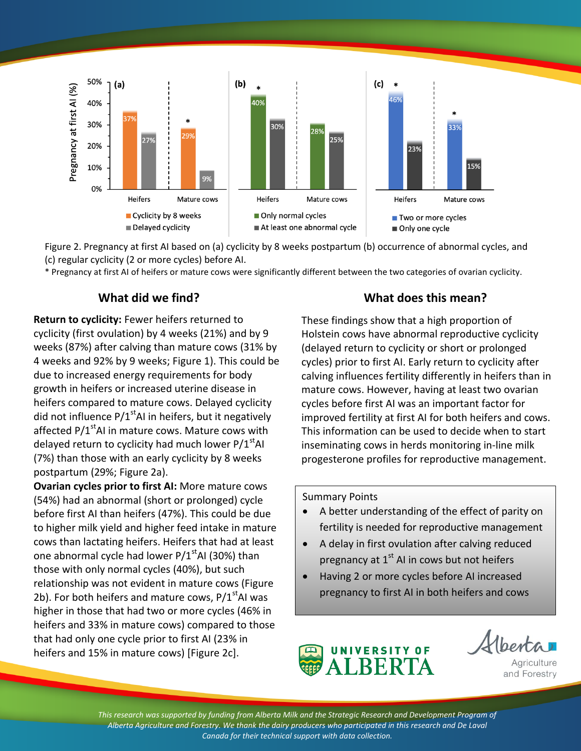Pregnancy at first AI (%)

50%
40%
30%
20%
10%
0%

(a)

37%
27%
*
29%
9%

Heifers
Mature cows

Cyclicity by 8 weeks
Delayed cyclicity

(b)

*
40%
30%
28%
25%

Heifers
Mature cows

Only normal cycles
At least one abnormal cycle

(c)

*
46%
23%
*
33%
15%

Heifers
Mature cows

Two or more cycles
Only one cycle

Figure 2. Pregnancy at first AI based on (a) cyclicity by 8 weeks postpartum (b) occurrence of abnormal cycles, and (c) regular cyclicity (2 or more cycles) before AI.

* Pregnancy at first AI of heifers or mature cows were significantly different between the two categories of ovarian cyclicity.

## What did we find?

**Return to cyclicity:** Fewer heifers returned to cyclicity (first ovulation) by 4 weeks (21%) and by 9 weeks (87%) after calving than mature cows (31% by 4 weeks and 92% by 9 weeks; Figure 1). This could be due to increased energy requirements for body growth in heifers or increased uterine disease in heifers compared to mature cows. Delayed cyclicity did not influence $P/1^{st}AI$ in heifers, but it negatively affected $P/1^{st}AI$ in mature cows. Mature cows with delayed return to cyclicity had much lower $P/1^{st}AI$ (7%) than those with an early cyclicity by 8 weeks postpartum (29%; Figure 2a).

**Ovarian cycles prior to first AI:** More mature cows (54%) had an abnormal (short or prolonged) cycle before first AI than heifers (47%). This could be due to higher milk yield and higher feed intake in mature cows than lactating heifers. Heifers that had at least one abnormal cycle had lower $P/1^{st}AI$ (30%) than those with only normal cycles (40%), but such relationship was not evident in mature cows (Figure 2b). For both heifers and mature cows, $P/1^{st}AI$ was higher in those that had two or more cycles (46% in heifers and 33% in mature cows) compared to those that had only one cycle prior to first AI (23% in heifers and 15% in mature cows) [Figure 2c].

## What does this mean?

These findings show that a high proportion of Holstein cows have abnormal reproductive cyclicity (delayed return to cyclicity or short or prolonged cycles) prior to first AI. Early return to cyclicity after calving influences fertility differently in heifers than in mature cows. However, having at least two ovarian cycles before first AI was an important factor for improved fertility at first AI for both heifers and cows. This information can be used to decide when to start inseminating cows in herds monitoring in-line milk progesterone profiles for reproductive management.

Summary Points

- A better understanding of the effect of parity on fertility is needed for reproductive management
- A delay in first ovulation after calving reduced pregnancy at $1^{st}$ AI in cows but not heifers
- Having 2 or more cycles before AI increased pregnancy to first AI in both heifers and cows

UNIVERSITY OF ALBERTA

Alberta Agriculture and Forestry

*This research was supported by funding from Alberta Milk and the Strategic Research and Development Program of Alberta Agriculture and Forestry. We thank the dairy producers who participated in this research and De Laval Canada for their technical support with data collection.*